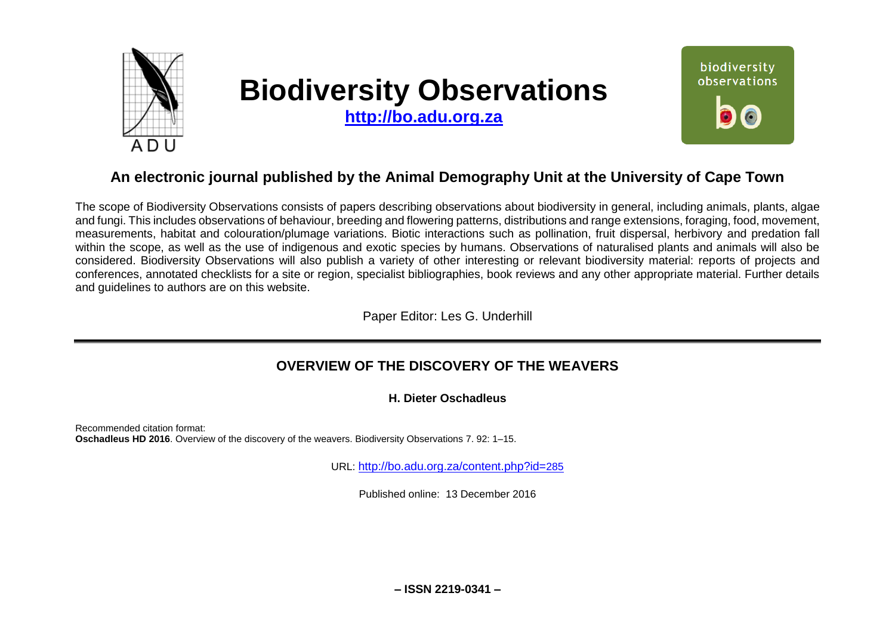# Biodiversity Observations

**http://bo.adu.org.za**

## An electronic journal published by the Animal Demography Unit at the University of Cape Town

The scope of Biodiversity Observations consists of papers describing observations about biodiversity in general, including animals, plants, algae and fungi. This includes observations of behaviour, breeding and flowering patterns, distributions and range extensions, foraging, food, movement, measurements, habitat and colouration/plumage variations. Biotic interactions such as pollination, fruit dispersal, herbivory and predation fall within the scope, as well as the use of indigenous and exotic species by humans. Observations of naturalised plants and animals will also be considered. Biodiversity Observations will also publish a variety of other interesting or relevant biodiversity material: reports of projects and conferences, annotated checklists for a site or region, specialist bibliographies, book reviews and any other appropriate material. Further details and guidelines to authors are on this website.

Paper Editor: Les G. Underhill

---

## OVERVIEW OF THE DISCOVERY OF THE WEAVERS

**H. Dieter Oschadleus**

Recommended citation format:
**Oschadleus HD 2016**. Overview of the discovery of the weavers. Biodiversity Observations 7. 92: 1–15.

URL: http://bo.adu.org.za/content.php?id=285

Published online: 13 December 2016

**– ISSN 2219-0341 –**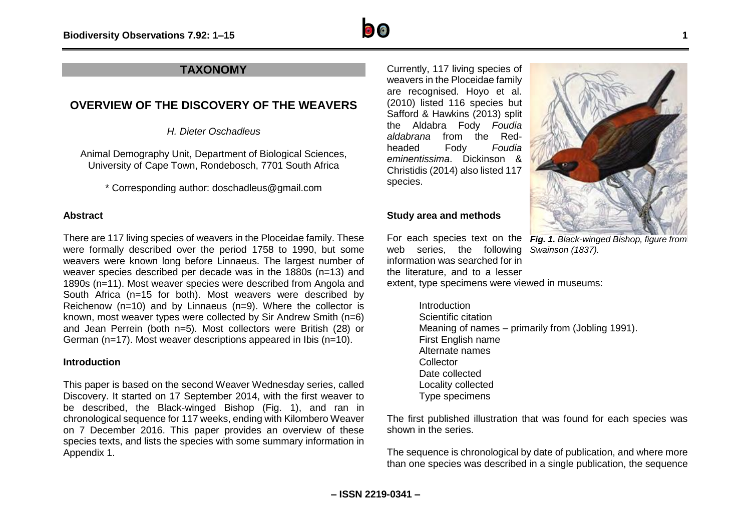## TAXONOMY

# OVERVIEW OF THE DISCOVERY OF THE WEAVERS

*H. Dieter Oschadleus*

Animal Demography Unit, Department of Biological Sciences, University of Cape Town, Rondebosch, 7701 South Africa

\* Corresponding author: doschadleus@gmail.com

### Abstract

There are 117 living species of weavers in the Ploceidae family. These were formally described over the period 1758 to 1990, but some weavers were known long before Linnaeus. The largest number of weaver species described per decade was in the 1880s (n=13) and 1890s (n=11). Most weaver species were described from Angola and South Africa (n=15 for both). Most weavers were described by Reichenow (n=10) and by Linnaeus (n=9). Where the collector is known, most weaver types were collected by Sir Andrew Smith (n=6) and Jean Perrein (both n=5). Most collectors were British (28) or German (n=17). Most weaver descriptions appeared in Ibis (n=10).

### Introduction

This paper is based on the second Weaver Wednesday series, called Discovery. It started on 17 September 2014, with the first weaver to be described, the Black-winged Bishop (Fig. 1), and ran in chronological sequence for 117 weeks, ending with Kilombero Weaver on 7 December 2016. This paper provides an overview of these species texts, and lists the species with some summary information in Appendix 1.

Currently, 117 living species of weavers in the Ploceidae family are recognised. Hoyo et al. (2010) listed 116 species but Safford & Hawkins (2013) split the Aldabra Fody *Foudia aldabrana* from the Red-headed Fody *Foudia eminentissima*. Dickinson & Christidis (2014) also listed 117 species.

***Fig. 1.*** *Black-winged Bishop, figure from Swainson (1837).*

### Study area and methods

For each species text on the web series, the following information was searched for in the literature, and to a lesser extent, type specimens were viewed in museums:

- Introduction
- Scientific citation
- Meaning of names – primarily from (Jobling 1991).
- First English name
- Alternate names
- Collector
- Date collected
- Locality collected
- Type specimens

The first published illustration that was found for each species was shown in the series.

The sequence is chronological by date of publication, and where more than one species was described in a single publication, the sequence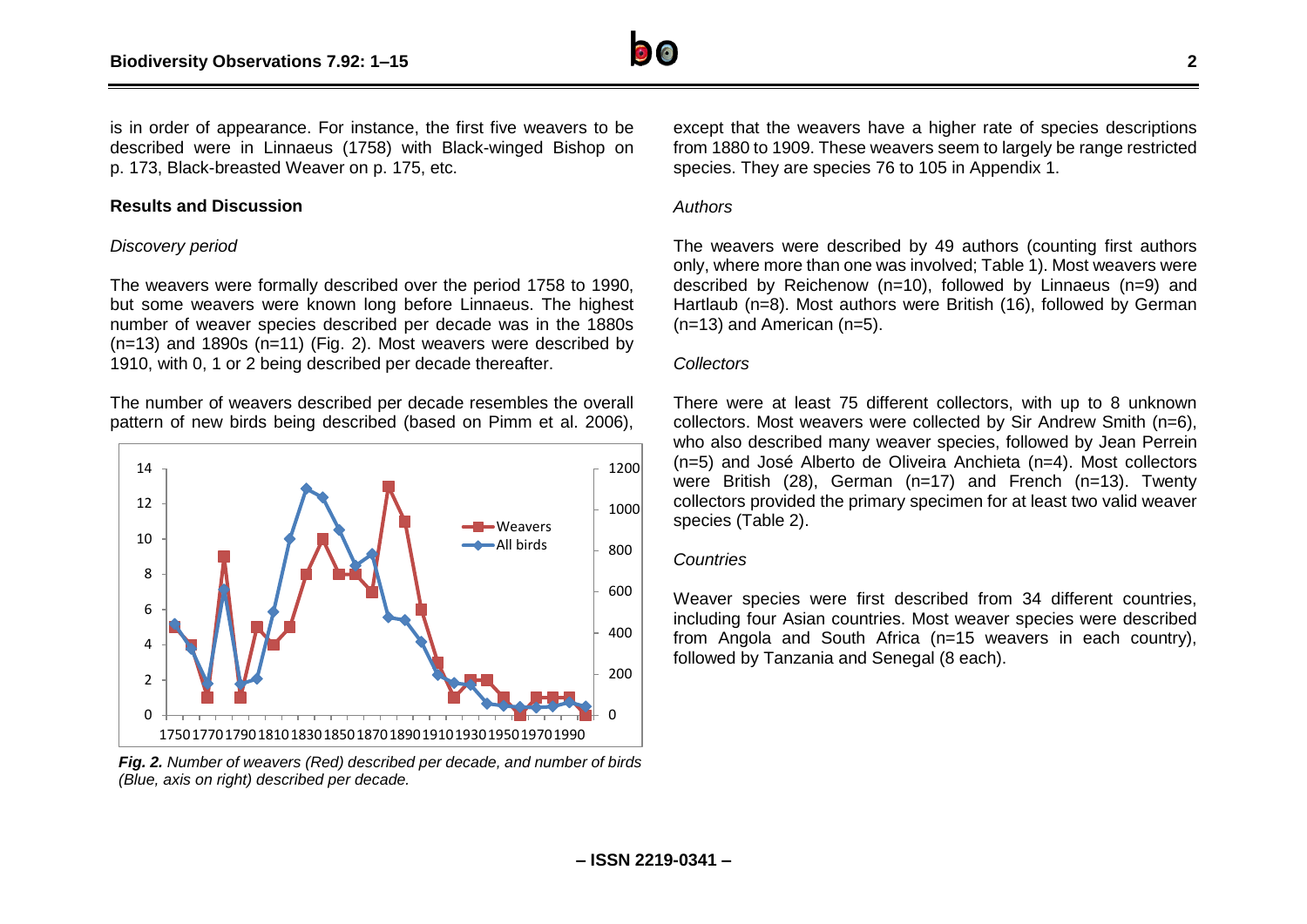is in order of appearance. For instance, the first five weavers to be described were in Linnaeus (1758) with Black-winged Bishop on p. 173, Black-breasted Weaver on p. 175, etc.

## Results and Discussion

*Discovery period*

The weavers were formally described over the period 1758 to 1990, but some weavers were known long before Linnaeus. The highest number of weaver species described per decade was in the 1880s (n=13) and 1890s (n=11) (Fig. 2). Most weavers were described by 1910, with 0, 1 or 2 being described per decade thereafter.

The number of weavers described per decade resembles the overall pattern of new birds being described (based on Pimm et al. 2006), except that the weavers have a higher rate of species descriptions from 1880 to 1909. These weavers seem to largely be range restricted species. They are species 76 to 105 in Appendix 1.

***Fig. 2.*** *Number of weavers (Red) described per decade, and number of birds (Blue, axis on right) described per decade.*

*Authors*

The weavers were described by 49 authors (counting first authors only, where more than one was involved; Table 1). Most weavers were described by Reichenow (n=10), followed by Linnaeus (n=9) and Hartlaub (n=8). Most authors were British (16), followed by German (n=13) and American (n=5).

*Collectors*

There were at least 75 different collectors, with up to 8 unknown collectors. Most weavers were collected by Sir Andrew Smith (n=6), who also described many weaver species, followed by Jean Perrein (n=5) and José Alberto de Oliveira Anchieta (n=4). Most collectors were British (28), German (n=17) and French (n=13). Twenty collectors provided the primary specimen for at least two valid weaver species (Table 2).

*Countries*

Weaver species were first described from 34 different countries, including four Asian countries. Most weaver species were described from Angola and South Africa (n=15 weavers in each country), followed by Tanzania and Senegal (8 each).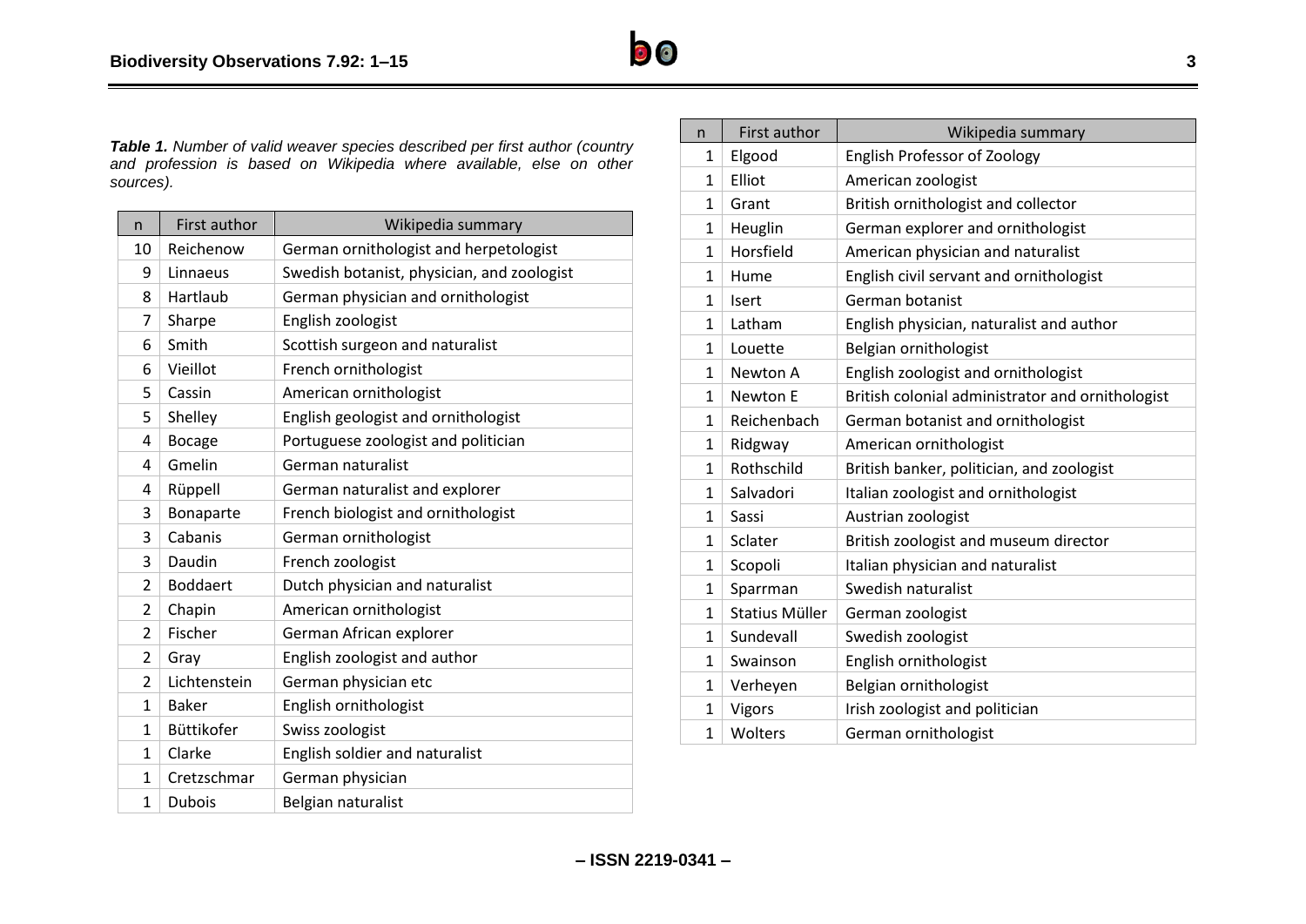***Table 1.*** *Number of valid weaver species described per first author (country and profession is based on Wikipedia where available, else on other sources).*

| n | First author | Wikipedia summary |
|---|---|---|
| 10 | Reichenow | German ornithologist and herpetologist |
| 9 | Linnaeus | Swedish botanist, physician, and zoologist |
| 8 | Hartlaub | German physician and ornithologist |
| 7 | Sharpe | English zoologist |
| 6 | Smith | Scottish surgeon and naturalist |
| 6 | Vieillot | French ornithologist |
| 5 | Cassin | American ornithologist |
| 5 | Shelley | English geologist and ornithologist |
| 4 | Bocage | Portuguese zoologist and politician |
| 4 | Gmelin | German naturalist |
| 4 | Rüppell | German naturalist and explorer |
| 3 | Bonaparte | French biologist and ornithologist |
| 3 | Cabanis | German ornithologist |
| 3 | Daudin | French zoologist |
| 2 | Boddaert | Dutch physician and naturalist |
| 2 | Chapin | American ornithologist |
| 2 | Fischer | German African explorer |
| 2 | Gray | English zoologist and author |
| 2 | Lichtenstein | German physician etc |
| 1 | Baker | English ornithologist |
| 1 | Büttikofer | Swiss zoologist |
| 1 | Clarke | English soldier and naturalist |
| 1 | Cretzschmar | German physician |
| 1 | Dubois | Belgian naturalist |
| 1 | Elgood | English Professor of Zoology |
| 1 | Elliot | American zoologist |
| 1 | Grant | British ornithologist and collector |
| 1 | Heuglin | German explorer and ornithologist |
| 1 | Horsfield | American physician and naturalist |
| 1 | Hume | English civil servant and ornithologist |
| 1 | Isert | German botanist |
| 1 | Latham | English physician, naturalist and author |
| 1 | Louette | Belgian ornithologist |
| 1 | Newton A | English zoologist and ornithologist |
| 1 | Newton E | British colonial administrator and ornithologist |
| 1 | Reichenbach | German botanist and ornithologist |
| 1 | Ridgway | American ornithologist |
| 1 | Rothschild | British banker, politician, and zoologist |
| 1 | Salvadori | Italian zoologist and ornithologist |
| 1 | Sassi | Austrian zoologist |
| 1 | Sclater | British zoologist and museum director |
| 1 | Scopoli | Italian physician and naturalist |
| 1 | Sparrman | Swedish naturalist |
| 1 | Statius Müller | German zoologist |
| 1 | Sundevall | Swedish zoologist |
| 1 | Swainson | English ornithologist |
| 1 | Verheyen | Belgian ornithologist |
| 1 | Vigors | Irish zoologist and politician |
| 1 | Wolters | German ornithologist |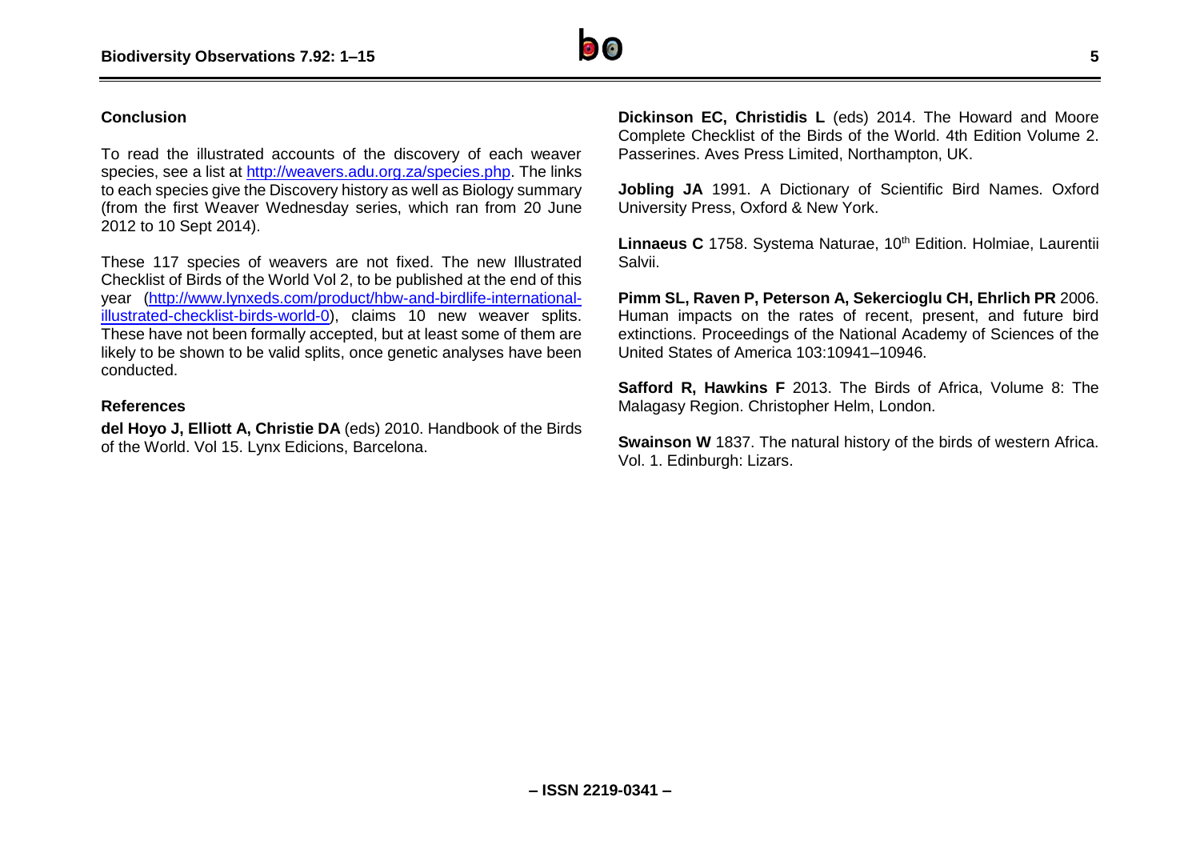## Conclusion

To read the illustrated accounts of the discovery of each weaver species, see a list at http://weavers.adu.org.za/species.php. The links to each species give the Discovery history as well as Biology summary (from the first Weaver Wednesday series, which ran from 20 June 2012 to 10 Sept 2014).

These 117 species of weavers are not fixed. The new Illustrated Checklist of Birds of the World Vol 2, to be published at the end of this year (http://www.lynxeds.com/product/hbw-and-birdlife-international-illustrated-checklist-birds-world-0), claims 10 new weaver splits. These have not been formally accepted, but at least some of them are likely to be shown to be valid splits, once genetic analyses have been conducted.

## References

**del Hoyo J, Elliott A, Christie DA** (eds) 2010. Handbook of the Birds of the World. Vol 15. Lynx Edicions, Barcelona.

**Dickinson EC, Christidis L** (eds) 2014. The Howard and Moore Complete Checklist of the Birds of the World. 4th Edition Volume 2. Passerines. Aves Press Limited, Northampton, UK.

**Jobling JA** 1991. A Dictionary of Scientific Bird Names. Oxford University Press, Oxford & New York.

**Linnaeus C** 1758. Systema Naturae, 10th Edition. Holmiae, Laurentii Salvii.

**Pimm SL, Raven P, Peterson A, Sekercioglu CH, Ehrlich PR** 2006. Human impacts on the rates of recent, present, and future bird extinctions. Proceedings of the National Academy of Sciences of the United States of America 103:10941–10946.

**Safford R, Hawkins F** 2013. The Birds of Africa, Volume 8: The Malagasy Region. Christopher Helm, London.

**Swainson W** 1837. The natural history of the birds of western Africa. Vol. 1. Edinburgh: Lizars.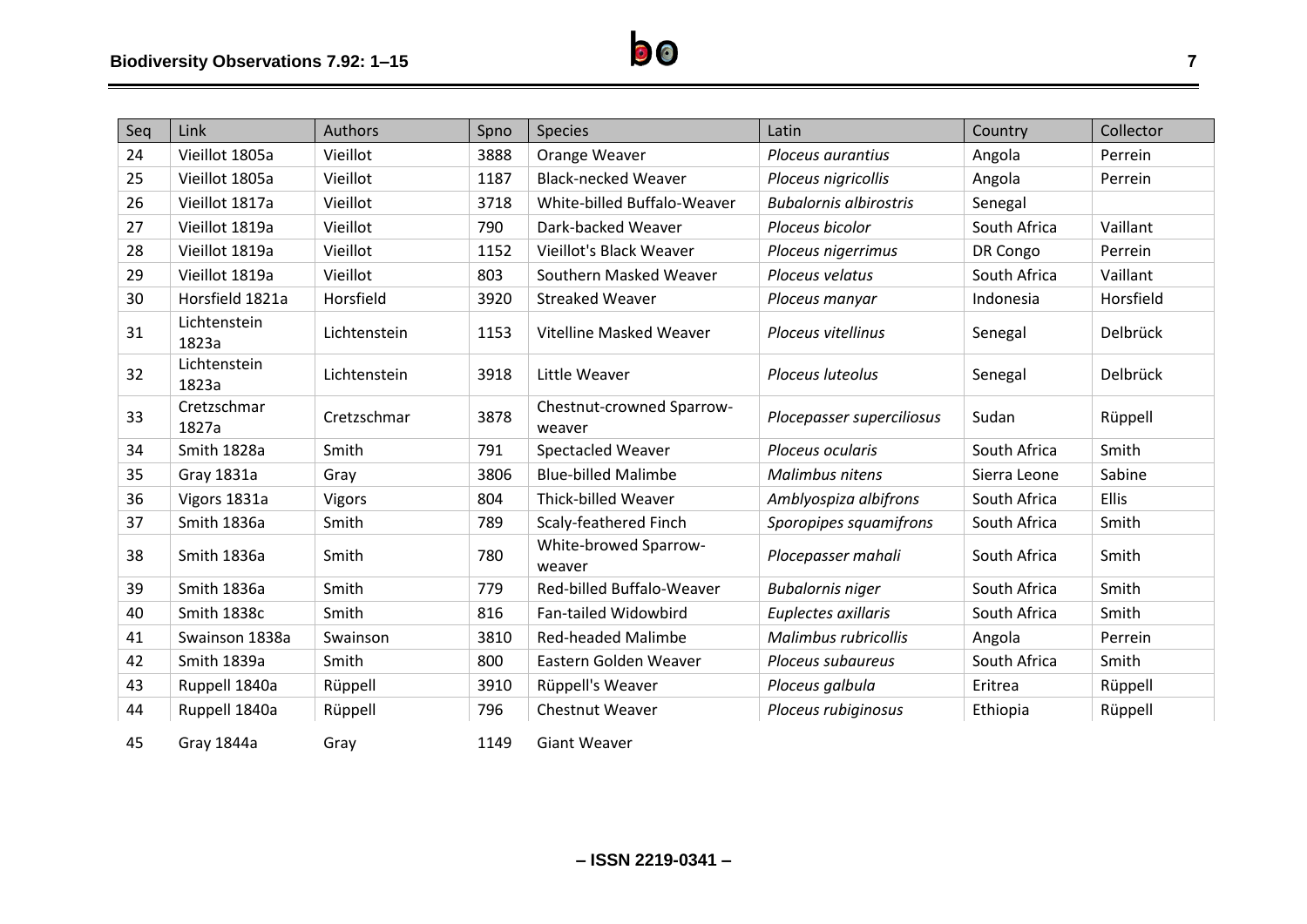| Seq | Link | Authors | Spno | Species | Latin | Country | Collector |
|---|---|---|---|---|---|---|---|
| 24 | Vieillot 1805a | Vieillot | 3888 | Orange Weaver | *Ploceus aurantius* | Angola | Perrein |
| 25 | Vieillot 1805a | Vieillot | 1187 | Black-necked Weaver | *Ploceus nigricollis* | Angola | Perrein |
| 26 | Vieillot 1817a | Vieillot | 3718 | White-billed Buffalo-Weaver | *Bubalornis albirostris* | Senegal | |
| 27 | Vieillot 1819a | Vieillot | 790 | Dark-backed Weaver | *Ploceus bicolor* | South Africa | Vaillant |
| 28 | Vieillot 1819a | Vieillot | 1152 | Vieillot's Black Weaver | *Ploceus nigerrimus* | DR Congo | Perrein |
| 29 | Vieillot 1819a | Vieillot | 803 | Southern Masked Weaver | *Ploceus velatus* | South Africa | Vaillant |
| 30 | Horsfield 1821a | Horsfield | 3920 | Streaked Weaver | *Ploceus manyar* | Indonesia | Horsfield |
| 31 | Lichtenstein 1823a | Lichtenstein | 1153 | Vitelline Masked Weaver | *Ploceus vitellinus* | Senegal | Delbrück |
| 32 | Lichtenstein 1823a | Lichtenstein | 3918 | Little Weaver | *Ploceus luteolus* | Senegal | Delbrück |
| 33 | Cretzschmar 1827a | Cretzschmar | 3878 | Chestnut-crowned Sparrow-weaver | *Plocepasser superciliosus* | Sudan | Rüppell |
| 34 | Smith 1828a | Smith | 791 | Spectacled Weaver | *Ploceus ocularis* | South Africa | Smith |
| 35 | Gray 1831a | Gray | 3806 | Blue-billed Malimbe | *Malimbus nitens* | Sierra Leone | Sabine |
| 36 | Vigors 1831a | Vigors | 804 | Thick-billed Weaver | *Amblyospiza albifrons* | South Africa | Ellis |
| 37 | Smith 1836a | Smith | 789 | Scaly-feathered Finch | *Sporopipes squamifrons* | South Africa | Smith |
| 38 | Smith 1836a | Smith | 780 | White-browed Sparrow-weaver | *Plocepasser mahali* | South Africa | Smith |
| 39 | Smith 1836a | Smith | 779 | Red-billed Buffalo-Weaver | *Bubalornis niger* | South Africa | Smith |
| 40 | Smith 1838c | Smith | 816 | Fan-tailed Widowbird | *Euplectes axillaris* | South Africa | Smith |
| 41 | Swainson 1838a | Swainson | 3810 | Red-headed Malimbe | *Malimbus rubricollis* | Angola | Perrein |
| 42 | Smith 1839a | Smith | 800 | Eastern Golden Weaver | *Ploceus subaureus* | South Africa | Smith |
| 43 | Ruppell 1840a | Rüppell | 3910 | Rüppell's Weaver | *Ploceus galbula* | Eritrea | Rüppell |
| 44 | Ruppell 1840a | Rüppell | 796 | Chestnut Weaver | *Ploceus rubiginosus* | Ethiopia | Rüppell |
| 45 | Gray 1844a | Gray | 1149 | Giant Weaver | | | |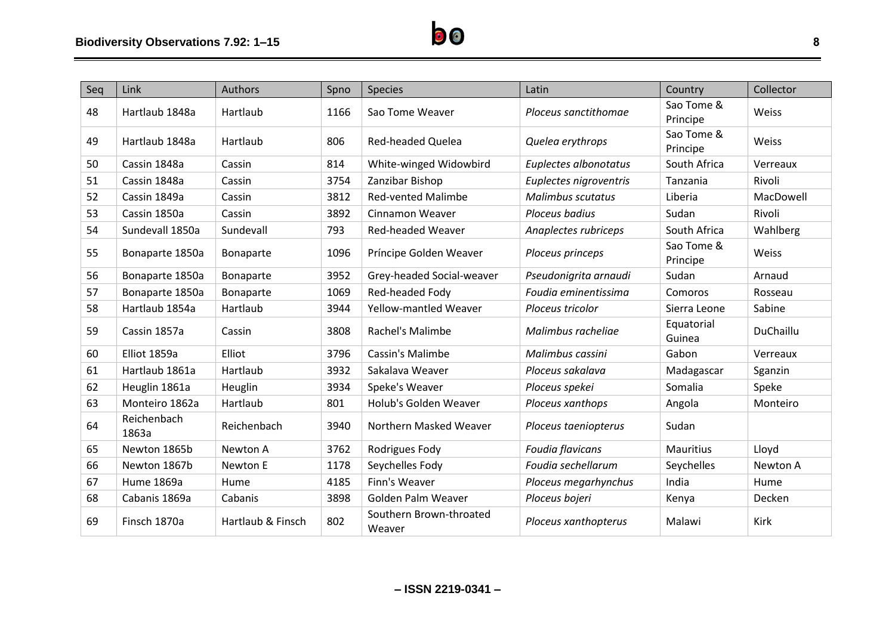| Seq | Link | Authors | Spno | Species | Latin | Country | Collector |
|---|---|---|---|---|---|---|---|
| 48 | Hartlaub 1848a | Hartlaub | 1166 | Sao Tome Weaver | *Ploceus sanctithomae* | Sao Tome & Principe | Weiss |
| 49 | Hartlaub 1848a | Hartlaub | 806 | Red-headed Quelea | *Quelea erythrops* | Sao Tome & Principe | Weiss |
| 50 | Cassin 1848a | Cassin | 814 | White-winged Widowbird | *Euplectes albonotatus* | South Africa | Verreaux |
| 51 | Cassin 1848a | Cassin | 3754 | Zanzibar Bishop | *Euplectes nigroventris* | Tanzania | Rivoli |
| 52 | Cassin 1849a | Cassin | 3812 | Red-vented Malimbe | *Malimbus scutatus* | Liberia | MacDowell |
| 53 | Cassin 1850a | Cassin | 3892 | Cinnamon Weaver | *Ploceus badius* | Sudan | Rivoli |
| 54 | Sundevall 1850a | Sundevall | 793 | Red-headed Weaver | *Anaplectes rubriceps* | South Africa | Wahlberg |
| 55 | Bonaparte 1850a | Bonaparte | 1096 | Príncipe Golden Weaver | *Ploceus princeps* | Sao Tome & Principe | Weiss |
| 56 | Bonaparte 1850a | Bonaparte | 3952 | Grey-headed Social-weaver | *Pseudonigrita arnaudi* | Sudan | Arnaud |
| 57 | Bonaparte 1850a | Bonaparte | 1069 | Red-headed Fody | *Foudia eminentissima* | Comoros | Rosseau |
| 58 | Hartlaub 1854a | Hartlaub | 3944 | Yellow-mantled Weaver | *Ploceus tricolor* | Sierra Leone | Sabine |
| 59 | Cassin 1857a | Cassin | 3808 | Rachel's Malimbe | *Malimbus racheliae* | Equatorial Guinea | DuChaillu |
| 60 | Elliot 1859a | Elliot | 3796 | Cassin's Malimbe | *Malimbus cassini* | Gabon | Verreaux |
| 61 | Hartlaub 1861a | Hartlaub | 3932 | Sakalava Weaver | *Ploceus sakalava* | Madagascar | Sganzin |
| 62 | Heuglin 1861a | Heuglin | 3934 | Speke's Weaver | *Ploceus spekei* | Somalia | Speke |
| 63 | Monteiro 1862a | Hartlaub | 801 | Holub's Golden Weaver | *Ploceus xanthops* | Angola | Monteiro |
| 64 | Reichenbach 1863a | Reichenbach | 3940 | Northern Masked Weaver | *Ploceus taeniopterus* | Sudan | |
| 65 | Newton 1865b | Newton A | 3762 | Rodrigues Fody | *Foudia flavicans* | Mauritius | Lloyd |
| 66 | Newton 1867b | Newton E | 1178 | Seychelles Fody | *Foudia sechellarum* | Seychelles | Newton A |
| 67 | Hume 1869a | Hume | 4185 | Finn's Weaver | *Ploceus megarhynchus* | India | Hume |
| 68 | Cabanis 1869a | Cabanis | 3898 | Golden Palm Weaver | *Ploceus bojeri* | Kenya | Decken |
| 69 | Finsch 1870a | Hartlaub & Finsch | 802 | Southern Brown-throated Weaver | *Ploceus xanthopterus* | Malawi | Kirk |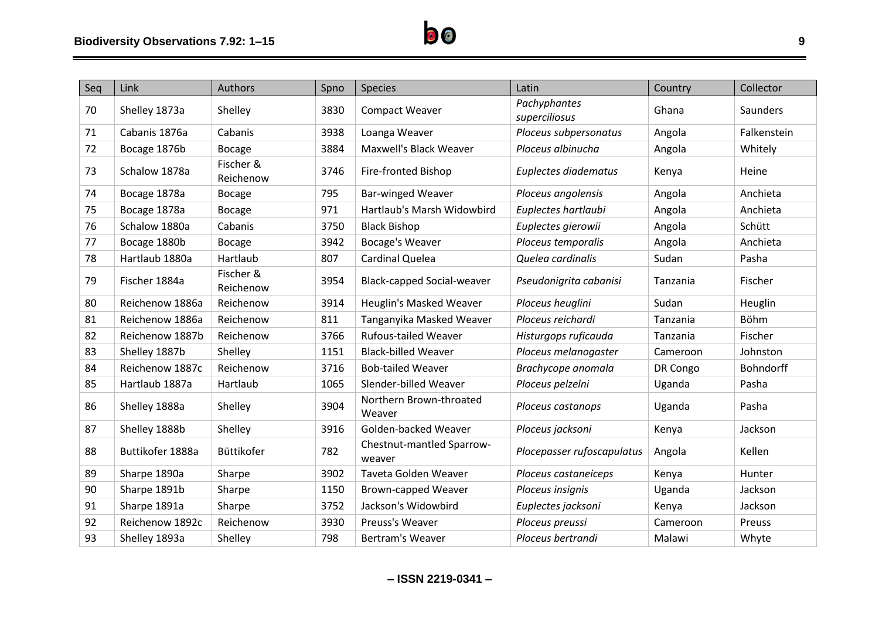| Seq | Link | Authors | Spno | Species | Latin | Country | Collector |
|---|---|---|---|---|---|---|---|
| 70 | Shelley 1873a | Shelley | 3830 | Compact Weaver | *Pachyphantes superciliosus* | Ghana | Saunders |
| 71 | Cabanis 1876a | Cabanis | 3938 | Loanga Weaver | *Ploceus subpersonatus* | Angola | Falkenstein |
| 72 | Bocage 1876b | Bocage | 3884 | Maxwell's Black Weaver | *Ploceus albinucha* | Angola | Whitely |
| 73 | Schalow 1878a | Fischer & Reichenow | 3746 | Fire-fronted Bishop | *Euplectes diadematus* | Kenya | Heine |
| 74 | Bocage 1878a | Bocage | 795 | Bar-winged Weaver | *Ploceus angolensis* | Angola | Anchieta |
| 75 | Bocage 1878a | Bocage | 971 | Hartlaub's Marsh Widowbird | *Euplectes hartlaubi* | Angola | Anchieta |
| 76 | Schalow 1880a | Cabanis | 3750 | Black Bishop | *Euplectes gierowii* | Angola | Schütt |
| 77 | Bocage 1880b | Bocage | 3942 | Bocage's Weaver | *Ploceus temporalis* | Angola | Anchieta |
| 78 | Hartlaub 1880a | Hartlaub | 807 | Cardinal Quelea | *Quelea cardinalis* | Sudan | Pasha |
| 79 | Fischer 1884a | Fischer & Reichenow | 3954 | Black-capped Social-weaver | *Pseudonigrita cabanisi* | Tanzania | Fischer |
| 80 | Reichenow 1886a | Reichenow | 3914 | Heuglin's Masked Weaver | *Ploceus heuglini* | Sudan | Heuglin |
| 81 | Reichenow 1886a | Reichenow | 811 | Tanganyika Masked Weaver | *Ploceus reichardi* | Tanzania | Böhm |
| 82 | Reichenow 1887b | Reichenow | 3766 | Rufous-tailed Weaver | *Histurgops ruficauda* | Tanzania | Fischer |
| 83 | Shelley 1887b | Shelley | 1151 | Black-billed Weaver | *Ploceus melanogaster* | Cameroon | Johnston |
| 84 | Reichenow 1887c | Reichenow | 3716 | Bob-tailed Weaver | *Brachycope anomala* | DR Congo | Bohndorff |
| 85 | Hartlaub 1887a | Hartlaub | 1065 | Slender-billed Weaver | *Ploceus pelzelni* | Uganda | Pasha |
| 86 | Shelley 1888a | Shelley | 3904 | Northern Brown-throated Weaver | *Ploceus castanops* | Uganda | Pasha |
| 87 | Shelley 1888b | Shelley | 3916 | Golden-backed Weaver | *Ploceus jacksoni* | Kenya | Jackson |
| 88 | Buttikofer 1888a | Büttikofer | 782 | Chestnut-mantled Sparrow-weaver | *Plocepasser rufoscapulatus* | Angola | Kellen |
| 89 | Sharpe 1890a | Sharpe | 3902 | Taveta Golden Weaver | *Ploceus castaneiceps* | Kenya | Hunter |
| 90 | Sharpe 1891b | Sharpe | 1150 | Brown-capped Weaver | *Ploceus insignis* | Uganda | Jackson |
| 91 | Sharpe 1891a | Sharpe | 3752 | Jackson's Widowbird | *Euplectes jacksoni* | Kenya | Jackson |
| 92 | Reichenow 1892c | Reichenow | 3930 | Preuss's Weaver | *Ploceus preussi* | Cameroon | Preuss |
| 93 | Shelley 1893a | Shelley | 798 | Bertram's Weaver | *Ploceus bertrandi* | Malawi | Whyte |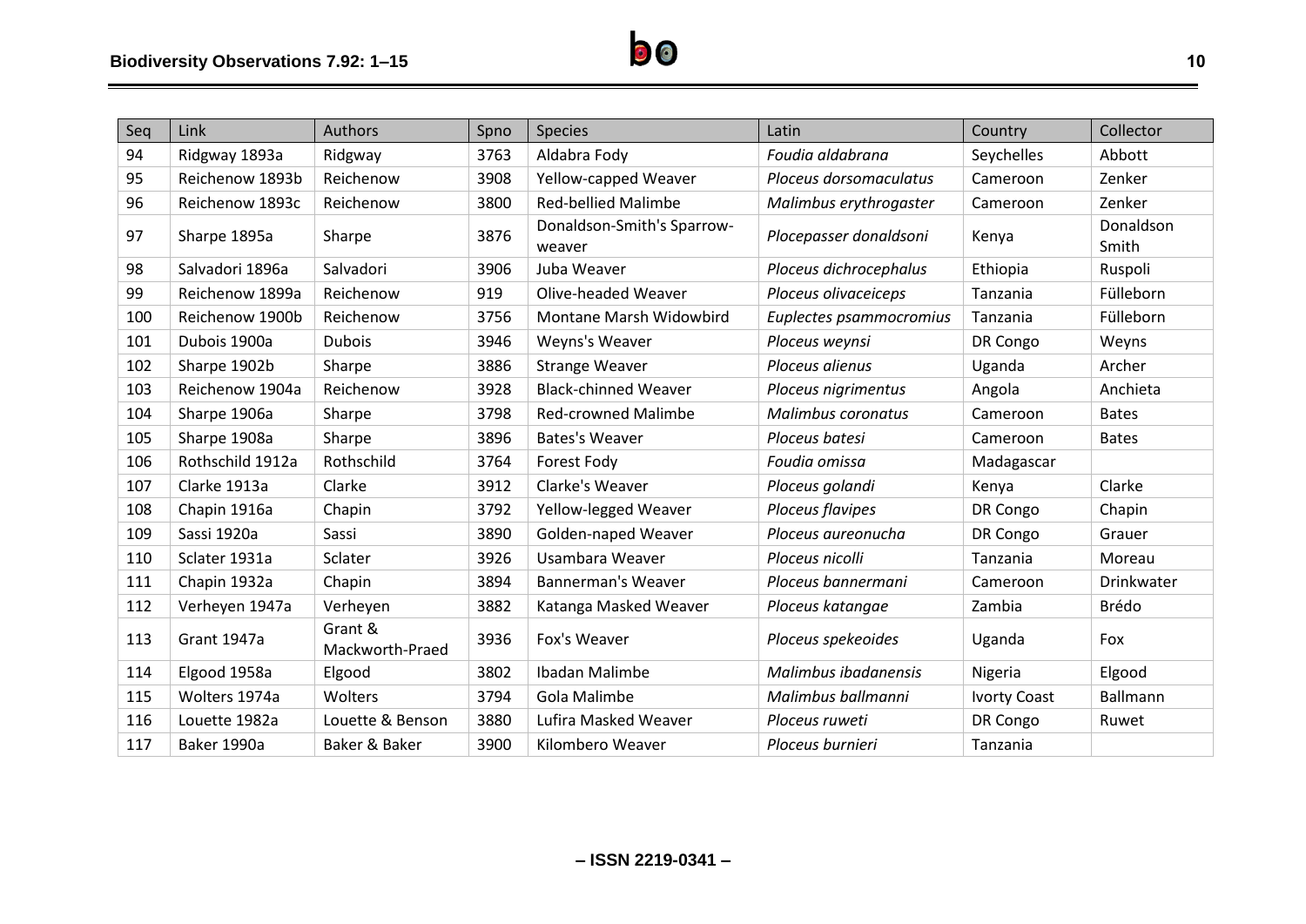| Seq | Link | Authors | Spno | Species | Latin | Country | Collector |
|---|---|---|---|---|---|---|---|
| 94 | Ridgway 1893a | Ridgway | 3763 | Aldabra Fody | *Foudia aldabrana* | Seychelles | Abbott |
| 95 | Reichenow 1893b | Reichenow | 3908 | Yellow-capped Weaver | *Ploceus dorsomaculatus* | Cameroon | Zenker |
| 96 | Reichenow 1893c | Reichenow | 3800 | Red-bellied Malimbe | *Malimbus erythrogaster* | Cameroon | Zenker |
| 97 | Sharpe 1895a | Sharpe | 3876 | Donaldson-Smith's Sparrow-weaver | *Plocepasser donaldsoni* | Kenya | Donaldson Smith |
| 98 | Salvadori 1896a | Salvadori | 3906 | Juba Weaver | *Ploceus dichrocephalus* | Ethiopia | Ruspoli |
| 99 | Reichenow 1899a | Reichenow | 919 | Olive-headed Weaver | *Ploceus olivaceiceps* | Tanzania | Fülleborn |
| 100 | Reichenow 1900b | Reichenow | 3756 | Montane Marsh Widowbird | *Euplectes psammocromius* | Tanzania | Fülleborn |
| 101 | Dubois 1900a | Dubois | 3946 | Weyns's Weaver | *Ploceus weynsi* | DR Congo | Weyns |
| 102 | Sharpe 1902b | Sharpe | 3886 | Strange Weaver | *Ploceus alienus* | Uganda | Archer |
| 103 | Reichenow 1904a | Reichenow | 3928 | Black-chinned Weaver | *Ploceus nigrimentus* | Angola | Anchieta |
| 104 | Sharpe 1906a | Sharpe | 3798 | Red-crowned Malimbe | *Malimbus coronatus* | Cameroon | Bates |
| 105 | Sharpe 1908a | Sharpe | 3896 | Bates's Weaver | *Ploceus batesi* | Cameroon | Bates |
| 106 | Rothschild 1912a | Rothschild | 3764 | Forest Fody | *Foudia omissa* | Madagascar | |
| 107 | Clarke 1913a | Clarke | 3912 | Clarke's Weaver | *Ploceus golandi* | Kenya | Clarke |
| 108 | Chapin 1916a | Chapin | 3792 | Yellow-legged Weaver | *Ploceus flavipes* | DR Congo | Chapin |
| 109 | Sassi 1920a | Sassi | 3890 | Golden-naped Weaver | *Ploceus aureonucha* | DR Congo | Grauer |
| 110 | Sclater 1931a | Sclater | 3926 | Usambara Weaver | *Ploceus nicolli* | Tanzania | Moreau |
| 111 | Chapin 1932a | Chapin | 3894 | Bannerman's Weaver | *Ploceus bannermani* | Cameroon | Drinkwater |
| 112 | Verheyen 1947a | Verheyen | 3882 | Katanga Masked Weaver | *Ploceus katangae* | Zambia | Brédo |
| 113 | Grant 1947a | Grant & Mackworth-Praed | 3936 | Fox's Weaver | *Ploceus spekeoides* | Uganda | Fox |
| 114 | Elgood 1958a | Elgood | 3802 | Ibadan Malimbe | *Malimbus ibadanensis* | Nigeria | Elgood |
| 115 | Wolters 1974a | Wolters | 3794 | Gola Malimbe | *Malimbus ballmanni* | Ivorty Coast | Ballmann |
| 116 | Louette 1982a | Louette & Benson | 3880 | Lufira Masked Weaver | *Ploceus ruweti* | DR Congo | Ruwet |
| 117 | Baker 1990a | Baker & Baker | 3900 | Kilombero Weaver | *Ploceus burnieri* | Tanzania | |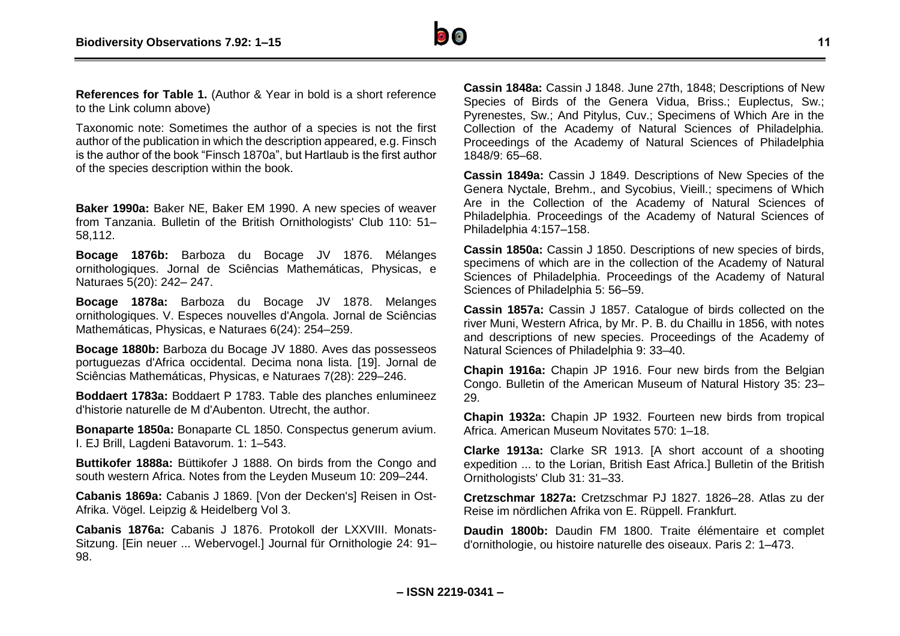**References for Table 1.** (Author & Year in bold is a short reference to the Link column above)

Taxonomic note: Sometimes the author of a species is not the first author of the publication in which the description appeared, e.g. Finsch is the author of the book "Finsch 1870a", but Hartlaub is the first author of the species description within the book.

**Baker 1990a:** Baker NE, Baker EM 1990. A new species of weaver from Tanzania. Bulletin of the British Ornithologists' Club 110: 51–58,112.

**Bocage 1876b:** Barboza du Bocage JV 1876. Mélanges ornithologiques. Jornal de Sciências Mathemáticas, Physicas, e Naturaes 5(20): 242– 247.

**Bocage 1878a:** Barboza du Bocage JV 1878. Melanges ornithologiques. V. Especes nouvelles d'Angola. Jornal de Sciências Mathemáticas, Physicas, e Naturaes 6(24): 254–259.

**Bocage 1880b:** Barboza du Bocage JV 1880. Aves das possesseos portuguezas d'Africa occidental. Decima nona lista. [19]. Jornal de Sciências Mathemáticas, Physicas, e Naturaes 7(28): 229–246.

**Boddaert 1783a:** Boddaert P 1783. Table des planches enlumineez d'historie naturelle de M d'Aubenton. Utrecht, the author.

**Bonaparte 1850a:** Bonaparte CL 1850. Conspectus generum avium. I. EJ Brill, Lagdeni Batavorum. 1: 1–543.

**Buttikofer 1888a:** Büttikofer J 1888. On birds from the Congo and south western Africa. Notes from the Leyden Museum 10: 209–244.

**Cabanis 1869a:** Cabanis J 1869. [Von der Decken's] Reisen in Ost-Afrika. Vögel. Leipzig & Heidelberg Vol 3.

**Cabanis 1876a:** Cabanis J 1876. Protokoll der LXXVIII. Monats-Sitzung. [Ein neuer ... Webervogel.] Journal für Ornithologie 24: 91–98.

**Cassin 1848a:** Cassin J 1848. June 27th, 1848; Descriptions of New Species of Birds of the Genera Vidua, Briss.; Euplectus, Sw.; Pyrenestes, Sw.; And Pitylus, Cuv.; Specimens of Which Are in the Collection of the Academy of Natural Sciences of Philadelphia. Proceedings of the Academy of Natural Sciences of Philadelphia 1848/9: 65–68.

**Cassin 1849a:** Cassin J 1849. Descriptions of New Species of the Genera Nyctale, Brehm., and Sycobius, Vieill.; specimens of Which Are in the Collection of the Academy of Natural Sciences of Philadelphia. Proceedings of the Academy of Natural Sciences of Philadelphia 4:157–158.

**Cassin 1850a:** Cassin J 1850. Descriptions of new species of birds, specimens of which are in the collection of the Academy of Natural Sciences of Philadelphia. Proceedings of the Academy of Natural Sciences of Philadelphia 5: 56–59.

**Cassin 1857a:** Cassin J 1857. Catalogue of birds collected on the river Muni, Western Africa, by Mr. P. B. du Chaillu in 1856, with notes and descriptions of new species. Proceedings of the Academy of Natural Sciences of Philadelphia 9: 33–40.

**Chapin 1916a:** Chapin JP 1916. Four new birds from the Belgian Congo. Bulletin of the American Museum of Natural History 35: 23–29.

**Chapin 1932a:** Chapin JP 1932. Fourteen new birds from tropical Africa. American Museum Novitates 570: 1–18.

**Clarke 1913a:** Clarke SR 1913. [A short account of a shooting expedition ... to the Lorian, British East Africa.] Bulletin of the British Ornithologists' Club 31: 31–33.

**Cretzschmar 1827a:** Cretzschmar PJ 1827. 1826–28. Atlas zu der Reise im nördlichen Afrika von E. Rüppell. Frankfurt.

**Daudin 1800b:** Daudin FM 1800. Traite élémentaire et complet d'ornithologie, ou histoire naturelle des oiseaux. Paris 2: 1–473.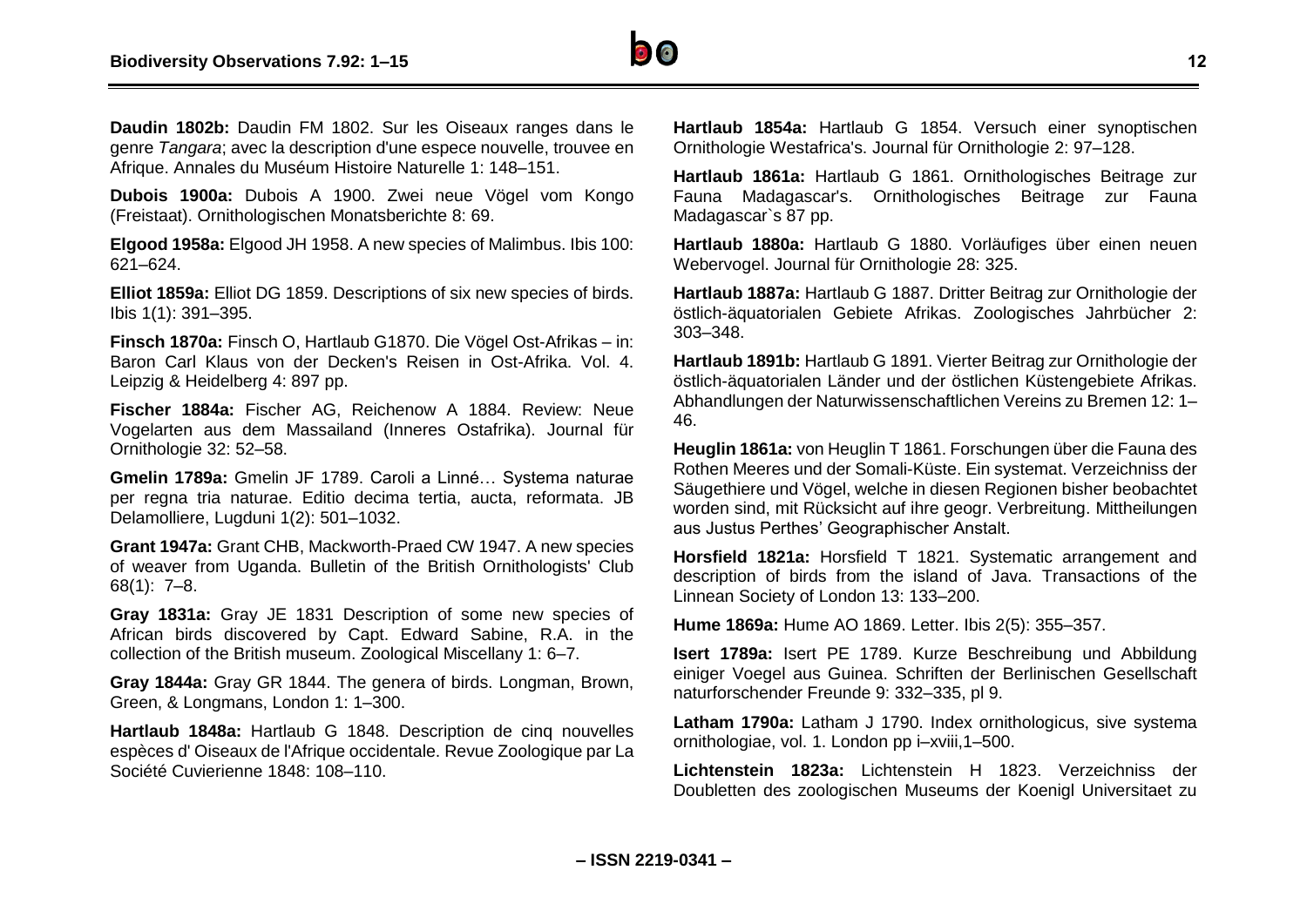**Daudin 1802b:** Daudin FM 1802. Sur les Oiseaux ranges dans le genre *Tangara*; avec la description d'une espece nouvelle, trouvee en Afrique. Annales du Muséum Histoire Naturelle 1: 148–151.

**Dubois 1900a:** Dubois A 1900. Zwei neue Vögel vom Kongo (Freistaat). Ornithologischen Monatsberichte 8: 69.

**Elgood 1958a:** Elgood JH 1958. A new species of Malimbus. Ibis 100: 621–624.

**Elliot 1859a:** Elliot DG 1859. Descriptions of six new species of birds. Ibis 1(1): 391–395.

**Finsch 1870a:** Finsch O, Hartlaub G1870. Die Vögel Ost-Afrikas – in: Baron Carl Klaus von der Decken's Reisen in Ost-Afrika. Vol. 4. Leipzig & Heidelberg 4: 897 pp.

**Fischer 1884a:** Fischer AG, Reichenow A 1884. Review: Neue Vogelarten aus dem Massailand (Inneres Ostafrika). Journal für Ornithologie 32: 52–58.

**Gmelin 1789a:** Gmelin JF 1789. Caroli a Linné… Systema naturae per regna tria naturae. Editio decima tertia, aucta, reformata. JB Delamolliere, Lugduni 1(2): 501–1032.

**Grant 1947a:** Grant CHB, Mackworth-Praed CW 1947. A new species of weaver from Uganda. Bulletin of the British Ornithologists' Club 68(1): 7–8.

**Gray 1831a:** Gray JE 1831 Description of some new species of African birds discovered by Capt. Edward Sabine, R.A. in the collection of the British museum. Zoological Miscellany 1: 6–7.

**Gray 1844a:** Gray GR 1844. The genera of birds. Longman, Brown, Green, & Longmans, London 1: 1–300.

**Hartlaub 1848a:** Hartlaub G 1848. Description de cinq nouvelles espèces d' Oiseaux de l'Afrique occidentale. Revue Zoologique par La Société Cuvierienne 1848: 108–110.

**Hartlaub 1854a:** Hartlaub G 1854. Versuch einer synoptischen Ornithologie Westafrica's. Journal für Ornithologie 2: 97–128.

**Hartlaub 1861a:** Hartlaub G 1861. Ornithologisches Beitrage zur Fauna Madagascar's. Ornithologisches Beitrage zur Fauna Madagascar`s 87 pp.

**Hartlaub 1880a:** Hartlaub G 1880. Vorläufiges über einen neuen Webervogel. Journal für Ornithologie 28: 325.

**Hartlaub 1887a:** Hartlaub G 1887. Dritter Beitrag zur Ornithologie der östlich-äquatorialen Gebiete Afrikas. Zoologisches Jahrbücher 2: 303–348.

**Hartlaub 1891b:** Hartlaub G 1891. Vierter Beitrag zur Ornithologie der östlich-äquatorialen Länder und der östlichen Küstengebiete Afrikas. Abhandlungen der Naturwissenschaftlichen Vereins zu Bremen 12: 1–46.

**Heuglin 1861a:** von Heuglin T 1861. Forschungen über die Fauna des Rothen Meeres und der Somali-Küste. Ein systemat. Verzeichniss der Säugethiere und Vögel, welche in diesen Regionen bisher beobachtet worden sind, mit Rücksicht auf ihre geogr. Verbreitung. Mittheilungen aus Justus Perthes' Geographischer Anstalt.

**Horsfield 1821a:** Horsfield T 1821. Systematic arrangement and description of birds from the island of Java. Transactions of the Linnean Society of London 13: 133–200.

**Hume 1869a:** Hume AO 1869. Letter. Ibis 2(5): 355–357.

**Isert 1789a:** Isert PE 1789. Kurze Beschreibung und Abbildung einiger Voegel aus Guinea. Schriften der Berlinischen Gesellschaft naturforschender Freunde 9: 332–335, pl 9.

**Latham 1790a:** Latham J 1790. Index ornithologicus, sive systema ornithologiae, vol. 1. London pp i–xviii,1–500.

**Lichtenstein 1823a:** Lichtenstein H 1823. Verzeichniss der Doubletten des zoologischen Museums der Koenigl Universitaet zu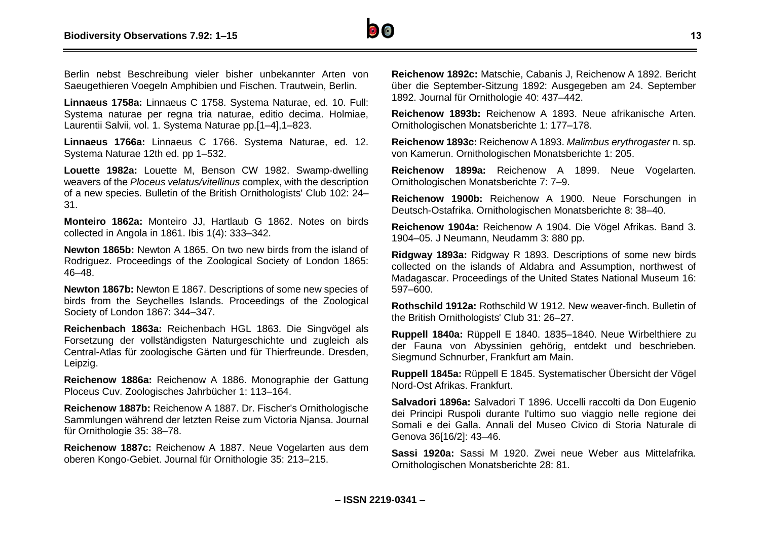Berlin nebst Beschreibung vieler bisher unbekannter Arten von Saeugethieren Voegeln Amphibien und Fischen. Trautwein, Berlin.

**Linnaeus 1758a:** Linnaeus C 1758. Systema Naturae, ed. 10. Full: Systema naturae per regna tria naturae, editio decima. Holmiae, Laurentii Salvii, vol. 1. Systema Naturae pp.[1–4],1–823.

**Linnaeus 1766a:** Linnaeus C 1766. Systema Naturae, ed. 12. Systema Naturae 12th ed. pp 1–532.

**Louette 1982a:** Louette M, Benson CW 1982. Swamp-dwelling weavers of the *Ploceus velatus/vitellinus* complex, with the description of a new species. Bulletin of the British Ornithologists' Club 102: 24–31.

**Monteiro 1862a:** Monteiro JJ, Hartlaub G 1862. Notes on birds collected in Angola in 1861. Ibis 1(4): 333–342.

**Newton 1865b:** Newton A 1865. On two new birds from the island of Rodriguez. Proceedings of the Zoological Society of London 1865: 46–48.

**Newton 1867b:** Newton E 1867. Descriptions of some new species of birds from the Seychelles Islands. Proceedings of the Zoological Society of London 1867: 344–347.

**Reichenbach 1863a:** Reichenbach HGL 1863. Die Singvögel als Forsetzung der vollständigsten Naturgeschichte und zugleich als Central-Atlas für zoologische Gärten und für Thierfreunde. Dresden, Leipzig.

**Reichenow 1886a:** Reichenow A 1886. Monographie der Gattung Ploceus Cuv. Zoologisches Jahrbücher 1: 113–164.

**Reichenow 1887b:** Reichenow A 1887. Dr. Fischer's Ornithologische Sammlungen während der letzten Reise zum Victoria Njansa. Journal für Ornithologie 35: 38–78.

**Reichenow 1887c:** Reichenow A 1887. Neue Vogelarten aus dem oberen Kongo-Gebiet. Journal für Ornithologie 35: 213–215.

**Reichenow 1892c:** Matschie, Cabanis J, Reichenow A 1892. Bericht über die September-Sitzung 1892: Ausgegeben am 24. September 1892. Journal für Ornithologie 40: 437–442.

**Reichenow 1893b:** Reichenow A 1893. Neue afrikanische Arten. Ornithologischen Monatsberichte 1: 177–178.

**Reichenow 1893c:** Reichenow A 1893. *Malimbus erythrogaster* n. sp. von Kamerun. Ornithologischen Monatsberichte 1: 205.

**Reichenow 1899a:** Reichenow A 1899. Neue Vogelarten. Ornithologischen Monatsberichte 7: 7–9.

**Reichenow 1900b:** Reichenow A 1900. Neue Forschungen in Deutsch-Ostafrika. Ornithologischen Monatsberichte 8: 38–40.

**Reichenow 1904a:** Reichenow A 1904. Die Vögel Afrikas. Band 3. 1904–05. J Neumann, Neudamm 3: 880 pp.

**Ridgway 1893a:** Ridgway R 1893. Descriptions of some new birds collected on the islands of Aldabra and Assumption, northwest of Madagascar. Proceedings of the United States National Museum 16: 597–600.

**Rothschild 1912a:** Rothschild W 1912. New weaver-finch. Bulletin of the British Ornithologists' Club 31: 26–27.

**Ruppell 1840a:** Rüppell E 1840. 1835–1840. Neue Wirbelthiere zu der Fauna von Abyssinien gehörig, entdekt und beschrieben. Siegmund Schnurber, Frankfurt am Main.

**Ruppell 1845a:** Rüppell E 1845. Systematischer Übersicht der Vögel Nord-Ost Afrikas. Frankfurt.

**Salvadori 1896a:** Salvadori T 1896. Uccelli raccolti da Don Eugenio dei Principi Ruspoli durante l'ultimo suo viaggio nelle regione dei Somali e dei Galla. Annali del Museo Civico di Storia Naturale di Genova 36[16/2]: 43–46.

**Sassi 1920a:** Sassi M 1920. Zwei neue Weber aus Mittelafrika. Ornithologischen Monatsberichte 28: 81.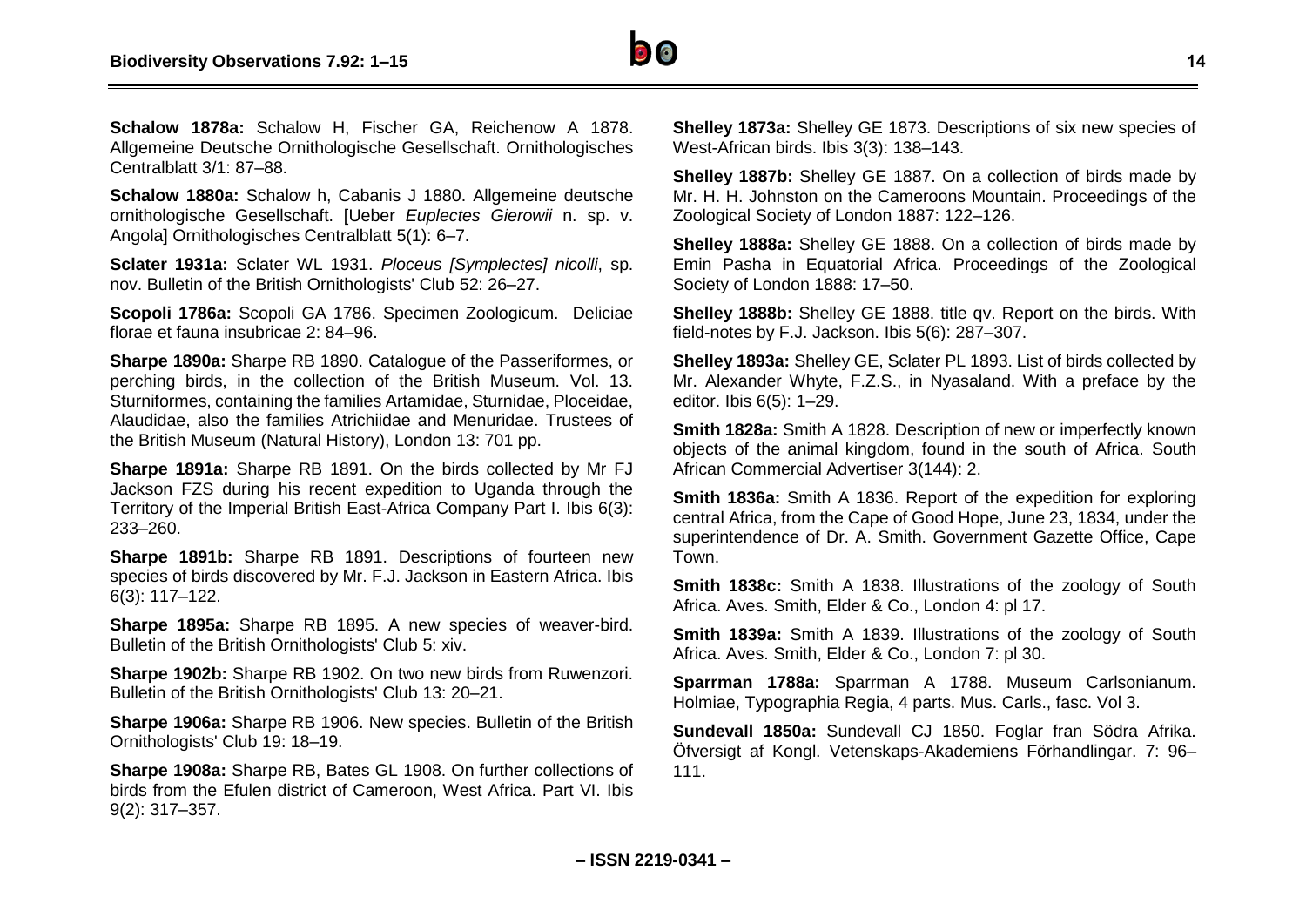**Schalow 1878a:** Schalow H, Fischer GA, Reichenow A 1878. Allgemeine Deutsche Ornithologische Gesellschaft. Ornithologisches Centralblatt 3/1: 87–88.

**Schalow 1880a:** Schalow h, Cabanis J 1880. Allgemeine deutsche ornithologische Gesellschaft. [Ueber *Euplectes Gierowii* n. sp. v. Angola] Ornithologisches Centralblatt 5(1): 6–7.

**Sclater 1931a:** Sclater WL 1931. *Ploceus [Symplectes] nicolli*, sp. nov. Bulletin of the British Ornithologists' Club 52: 26–27.

**Scopoli 1786a:** Scopoli GA 1786. Specimen Zoologicum. Deliciae florae et fauna insubricae 2: 84–96.

**Sharpe 1890a:** Sharpe RB 1890. Catalogue of the Passeriformes, or perching birds, in the collection of the British Museum. Vol. 13. Sturniformes, containing the families Artamidae, Sturnidae, Ploceidae, Alaudidae, also the families Atrichiidae and Menuridae. Trustees of the British Museum (Natural History), London 13: 701 pp.

**Sharpe 1891a:** Sharpe RB 1891. On the birds collected by Mr FJ Jackson FZS during his recent expedition to Uganda through the Territory of the Imperial British East-Africa Company Part I. Ibis 6(3): 233–260.

**Sharpe 1891b:** Sharpe RB 1891. Descriptions of fourteen new species of birds discovered by Mr. F.J. Jackson in Eastern Africa. Ibis 6(3): 117–122.

**Sharpe 1895a:** Sharpe RB 1895. A new species of weaver-bird. Bulletin of the British Ornithologists' Club 5: xiv.

**Sharpe 1902b:** Sharpe RB 1902. On two new birds from Ruwenzori. Bulletin of the British Ornithologists' Club 13: 20–21.

**Sharpe 1906a:** Sharpe RB 1906. New species. Bulletin of the British Ornithologists' Club 19: 18–19.

**Sharpe 1908a:** Sharpe RB, Bates GL 1908. On further collections of birds from the Efulen district of Cameroon, West Africa. Part VI. Ibis 9(2): 317–357.

**Shelley 1873a:** Shelley GE 1873. Descriptions of six new species of West-African birds. Ibis 3(3): 138–143.

**Shelley 1887b:** Shelley GE 1887. On a collection of birds made by Mr. H. H. Johnston on the Cameroons Mountain. Proceedings of the Zoological Society of London 1887: 122–126.

**Shelley 1888a:** Shelley GE 1888. On a collection of birds made by Emin Pasha in Equatorial Africa. Proceedings of the Zoological Society of London 1888: 17–50.

**Shelley 1888b:** Shelley GE 1888. title qv. Report on the birds. With field-notes by F.J. Jackson. Ibis 5(6): 287–307.

**Shelley 1893a:** Shelley GE, Sclater PL 1893. List of birds collected by Mr. Alexander Whyte, F.Z.S., in Nyasaland. With a preface by the editor. Ibis 6(5): 1–29.

**Smith 1828a:** Smith A 1828. Description of new or imperfectly known objects of the animal kingdom, found in the south of Africa. South African Commercial Advertiser 3(144): 2.

**Smith 1836a:** Smith A 1836. Report of the expedition for exploring central Africa, from the Cape of Good Hope, June 23, 1834, under the superintendence of Dr. A. Smith. Government Gazette Office, Cape Town.

**Smith 1838c:** Smith A 1838. Illustrations of the zoology of South Africa. Aves. Smith, Elder & Co., London 4: pl 17.

**Smith 1839a:** Smith A 1839. Illustrations of the zoology of South Africa. Aves. Smith, Elder & Co., London 7: pl 30.

**Sparrman 1788a:** Sparrman A 1788. Museum Carlsonianum. Holmiae, Typographia Regia, 4 parts. Mus. Carls., fasc. Vol 3.

**Sundevall 1850a:** Sundevall CJ 1850. Foglar fran Södra Afrika. Öfversigt af Kongl. Vetenskaps-Akademiens Förhandlingar. 7: 96–111.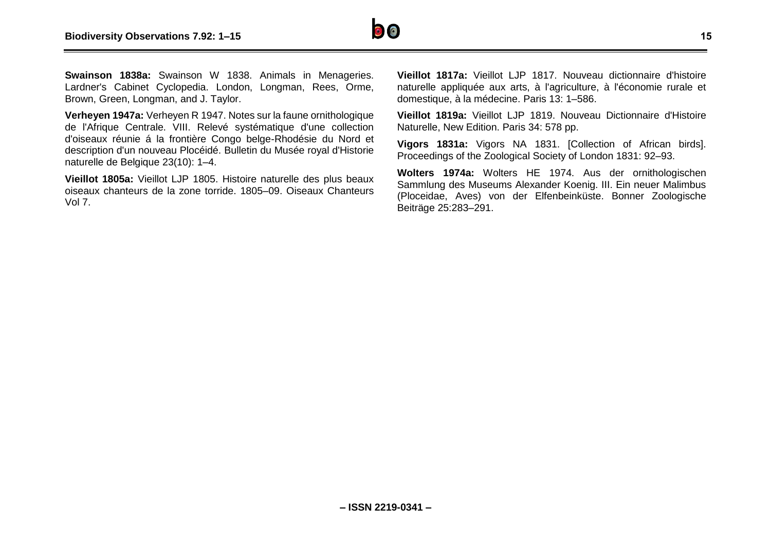**Swainson 1838a:** Swainson W 1838. Animals in Menageries. Lardner's Cabinet Cyclopedia. London, Longman, Rees, Orme, Brown, Green, Longman, and J. Taylor.

**Verheyen 1947a:** Verheyen R 1947. Notes sur la faune ornithologique de l'Afrique Centrale. VIII. Relevé systématique d'une collection d'oiseaux réunie á la frontière Congo belge-Rhodésie du Nord et description d'un nouveau Plocéidé. Bulletin du Musée royal d'Historie naturelle de Belgique 23(10): 1–4.

**Vieillot 1805a:** Vieillot LJP 1805. Histoire naturelle des plus beaux oiseaux chanteurs de la zone torride. 1805–09. Oiseaux Chanteurs Vol 7.

**Vieillot 1817a:** Vieillot LJP 1817. Nouveau dictionnaire d'histoire naturelle appliquée aux arts, à l'agriculture, à l'économie rurale et domestique, à la médecine. Paris 13: 1–586.

**Vieillot 1819a:** Vieillot LJP 1819. Nouveau Dictionnaire d'Histoire Naturelle, New Edition. Paris 34: 578 pp.

**Vigors 1831a:** Vigors NA 1831. [Collection of African birds]. Proceedings of the Zoological Society of London 1831: 92–93.

**Wolters 1974a:** Wolters HE 1974. Aus der ornithologischen Sammlung des Museums Alexander Koenig. III. Ein neuer Malimbus (Ploceidae, Aves) von der Elfenbeinküste. Bonner Zoologische Beiträge 25:283–291.